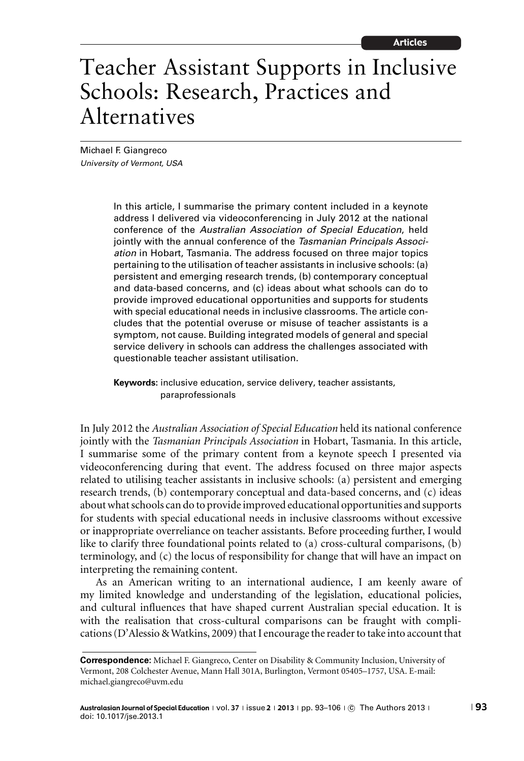Articles

# Teacher Assistant Supports in Inclusive Schools: Research, Practices and Alternatives

Michael F. Giangreco

*University of Vermont, USA*

In this article, I summarise the primary content included in a keynote address I delivered via videoconferencing in July 2012 at the national conference of the *Australian Association of Special Education*, held jointly with the annual conference of the *Tasmanian Principals Association* in Hobart, Tasmania. The address focused on three major topics pertaining to the utilisation of teacher assistants in inclusive schools: (a) persistent and emerging research trends, (b) contemporary conceptual and data-based concerns, and (c) ideas about what schools can do to provide improved educational opportunities and supports for students with special educational needs in inclusive classrooms. The article concludes that the potential overuse or misuse of teacher assistants is a symptom, not cause. Building integrated models of general and special service delivery in schools can address the challenges associated with questionable teacher assistant utilisation.

**Keywords:** inclusive education, service delivery, teacher assistants, paraprofessionals

In July 2012 the *Australian Association of Special Education* held its national conference jointly with the *Tasmanian Principals Association* in Hobart, Tasmania. In this article, I summarise some of the primary content from a keynote speech I presented via videoconferencing during that event. The address focused on three major aspects related to utilising teacher assistants in inclusive schools: (a) persistent and emerging research trends, (b) contemporary conceptual and data-based concerns, and (c) ideas about what schools can do to provide improved educational opportunities and supports for students with special educational needs in inclusive classrooms without excessive or inappropriate overreliance on teacher assistants. Before proceeding further, I would like to clarify three foundational points related to (a) cross-cultural comparisons, (b) terminology, and (c) the locus of responsibility for change that will have an impact on interpreting the remaining content.

As an American writing to an international audience, I am keenly aware of my limited knowledge and understanding of the legislation, educational policies, and cultural influences that have shaped current Australian special education. It is with the realisation that cross-cultural comparisons can be fraught with complications (D'Alessio & Watkins, 2009) that I encourage the reader to take into account that

**Correspondence:** Michael F. Giangreco, Center on Disability & Community Inclusion, University of Vermont, 208 Colchester Avenue, Mann Hall 301A, Burlington, Vermont 05405–1757, USA. E-mail: michael.giangreco@uvm.edu

doi: 10.1017/jse.2013.1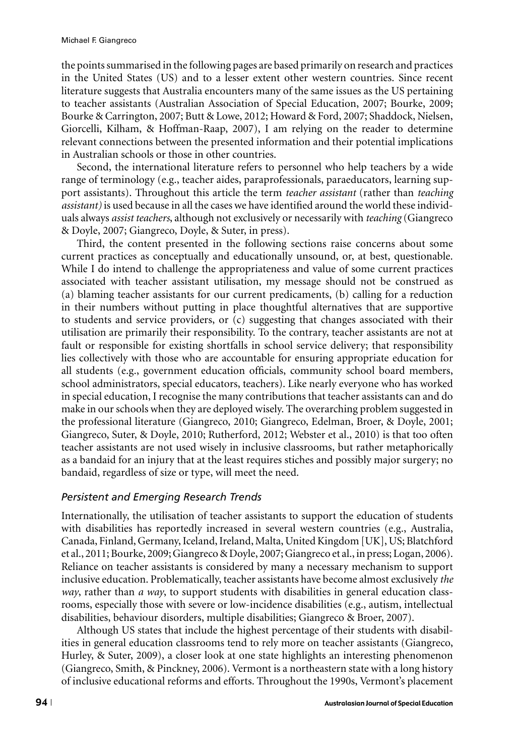the points summarised in the following pages are based primarily on research and practices in the United States (US) and to a lesser extent other western countries. Since recent literature suggests that Australia encounters many of the same issues as the US pertaining to teacher assistants (Australian Association of Special Education, 2007; Bourke, 2009; Bourke & Carrington, 2007; Butt & Lowe, 2012; Howard & Ford, 2007; Shaddock, Nielsen, Giorcelli, Kilham, & Hoffman-Raap, 2007), I am relying on the reader to determine relevant connections between the presented information and their potential implications in Australian schools or those in other countries.

Second, the international literature refers to personnel who help teachers by a wide range of terminology (e.g., teacher aides, paraprofessionals, paraeducators, learning support assistants). Throughout this article the term *teacher assistant* (rather than *teaching assistant)* is used because in all the cases we have identified around the world these individuals always *assist teachers*, although not exclusively or necessarily with *teaching* (Giangreco & Doyle, 2007; Giangreco, Doyle, & Suter, in press).

Third, the content presented in the following sections raise concerns about some current practices as conceptually and educationally unsound, or, at best, questionable. While I do intend to challenge the appropriateness and value of some current practices associated with teacher assistant utilisation, my message should not be construed as (a) blaming teacher assistants for our current predicaments, (b) calling for a reduction in their numbers without putting in place thoughtful alternatives that are supportive to students and service providers, or (c) suggesting that changes associated with their utilisation are primarily their responsibility. To the contrary, teacher assistants are not at fault or responsible for existing shortfalls in school service delivery; that responsibility lies collectively with those who are accountable for ensuring appropriate education for all students (e.g., government education officials, community school board members, school administrators, special educators, teachers). Like nearly everyone who has worked in special education, I recognise the many contributions that teacher assistants can and do make in our schools when they are deployed wisely. The overarching problem suggested in the professional literature (Giangreco, 2010; Giangreco, Edelman, Broer, & Doyle, 2001; Giangreco, Suter, & Doyle, 2010; Rutherford, 2012; Webster et al., 2010) is that too often teacher assistants are not used wisely in inclusive classrooms, but rather metaphorically as a bandaid for an injury that at the least requires stiches and possibly major surgery; no bandaid, regardless of size or type, will meet the need.

### *Persistent and Emerging Research Trends*

Internationally, the utilisation of teacher assistants to support the education of students with disabilities has reportedly increased in several western countries (e.g., Australia, Canada, Finland, Germany, Iceland, Ireland, Malta, United Kingdom [UK], US; Blatchford et al., 2011; Bourke, 2009; Giangreco & Doyle, 2007; Giangreco et al., in press; Logan, 2006). Reliance on teacher assistants is considered by many a necessary mechanism to support inclusive education. Problematically, teacher assistants have become almost exclusively *the way*, rather than *a way*, to support students with disabilities in general education classrooms, especially those with severe or low-incidence disabilities (e.g., autism, intellectual disabilities, behaviour disorders, multiple disabilities; Giangreco & Broer, 2007).

Although US states that include the highest percentage of their students with disabilities in general education classrooms tend to rely more on teacher assistants (Giangreco, Hurley, & Suter, 2009), a closer look at one state highlights an interesting phenomenon (Giangreco, Smith, & Pinckney, 2006). Vermont is a northeastern state with a long history of inclusive educational reforms and efforts. Throughout the 1990s, Vermont's placement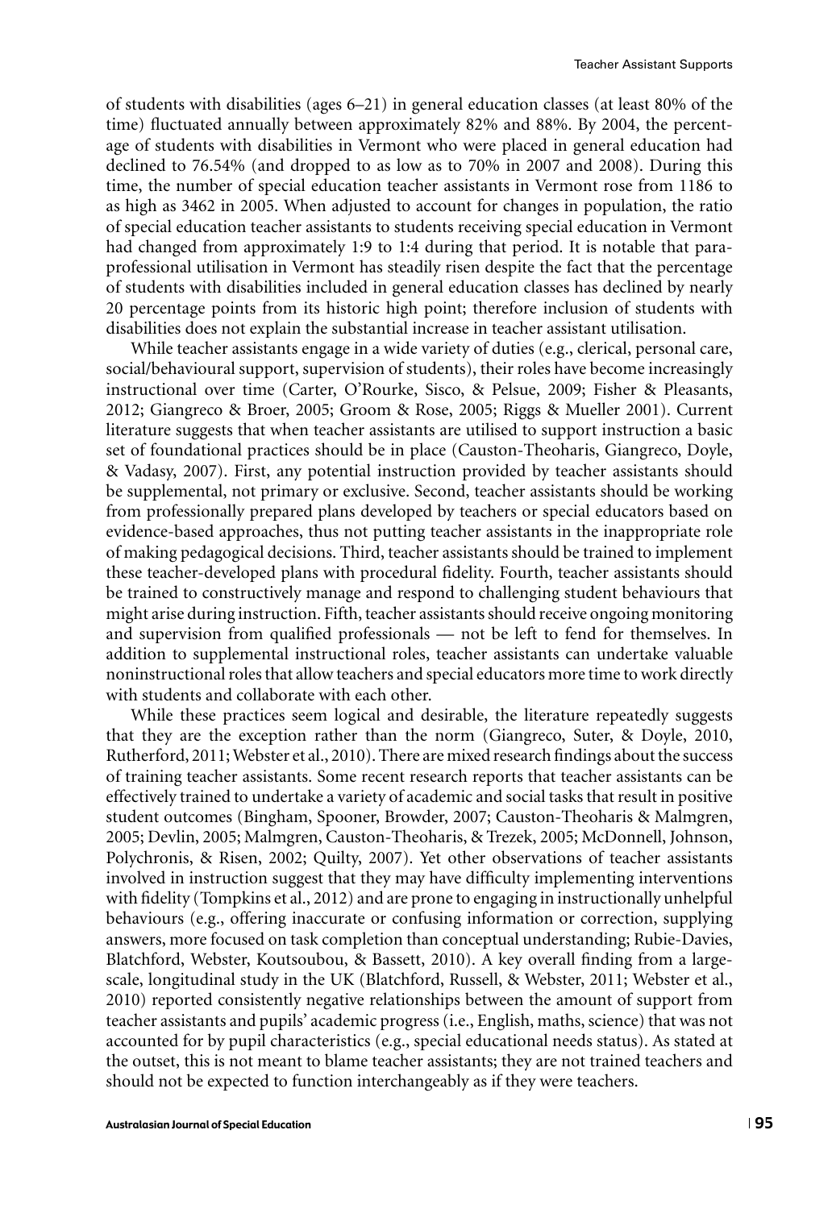of students with disabilities (ages 6–21) in general education classes (at least 80% of the time) fluctuated annually between approximately 82% and 88%. By 2004, the percentage of students with disabilities in Vermont who were placed in general education had declined to 76.54% (and dropped to as low as to 70% in 2007 and 2008). During this time, the number of special education teacher assistants in Vermont rose from 1186 to as high as 3462 in 2005. When adjusted to account for changes in population, the ratio of special education teacher assistants to students receiving special education in Vermont had changed from approximately 1:9 to 1:4 during that period. It is notable that paraprofessional utilisation in Vermont has steadily risen despite the fact that the percentage of students with disabilities included in general education classes has declined by nearly 20 percentage points from its historic high point; therefore inclusion of students with disabilities does not explain the substantial increase in teacher assistant utilisation.

While teacher assistants engage in a wide variety of duties (e.g., clerical, personal care, social/behavioural support, supervision of students), their roles have become increasingly instructional over time (Carter, O'Rourke, Sisco, & Pelsue, 2009; Fisher & Pleasants, 2012; Giangreco & Broer, 2005; Groom & Rose, 2005; Riggs & Mueller 2001). Current literature suggests that when teacher assistants are utilised to support instruction a basic set of foundational practices should be in place (Causton-Theoharis, Giangreco, Doyle, & Vadasy, 2007). First, any potential instruction provided by teacher assistants should be supplemental, not primary or exclusive. Second, teacher assistants should be working from professionally prepared plans developed by teachers or special educators based on evidence-based approaches, thus not putting teacher assistants in the inappropriate role of making pedagogical decisions. Third, teacher assistants should be trained to implement these teacher-developed plans with procedural fidelity. Fourth, teacher assistants should be trained to constructively manage and respond to challenging student behaviours that might arise during instruction. Fifth, teacher assistants should receive ongoing monitoring and supervision from qualified professionals — not be left to fend for themselves. In addition to supplemental instructional roles, teacher assistants can undertake valuable noninstructional roles that allow teachers and special educators more time to work directly with students and collaborate with each other.

While these practices seem logical and desirable, the literature repeatedly suggests that they are the exception rather than the norm (Giangreco, Suter, & Doyle, 2010, Rutherford, 2011; Webster et al., 2010). There are mixed research findings about the success of training teacher assistants. Some recent research reports that teacher assistants can be effectively trained to undertake a variety of academic and social tasks that result in positive student outcomes (Bingham, Spooner, Browder, 2007; Causton-Theoharis & Malmgren, 2005; Devlin, 2005; Malmgren, Causton-Theoharis, & Trezek, 2005; McDonnell, Johnson, Polychronis, & Risen, 2002; Quilty, 2007). Yet other observations of teacher assistants involved in instruction suggest that they may have difficulty implementing interventions with fidelity (Tompkins et al., 2012) and are prone to engaging in instructionally unhelpful behaviours (e.g., offering inaccurate or confusing information or correction, supplying answers, more focused on task completion than conceptual understanding; Rubie-Davies, Blatchford, Webster, Koutsoubou, & Bassett, 2010). A key overall finding from a large-scale, longitudinal study in the UK (Blatchford, Russell, & Webster, 2011; Webster et al., 2010) reported consistently negative relationships between the amount of support from teacher assistants and pupils' academic progress (i.e., English, maths, science) that was not accounted for by pupil characteristics (e.g., special educational needs status). As stated at the outset, this is not meant to blame teacher assistants; they are not trained teachers and should not be expected to function interchangeably as if they were teachers.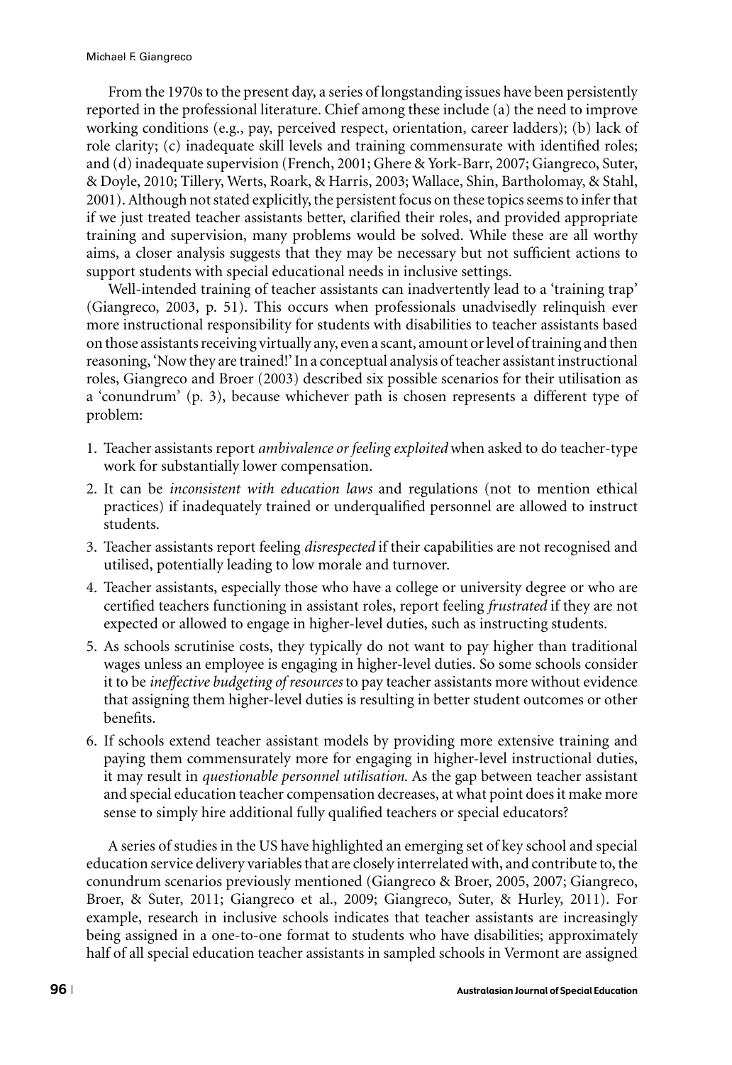From the 1970s to the present day, a series of longstanding issues have been persistently reported in the professional literature. Chief among these include (a) the need to improve working conditions (e.g., pay, perceived respect, orientation, career ladders); (b) lack of role clarity; (c) inadequate skill levels and training commensurate with identified roles; and (d) inadequate supervision (French, 2001; Ghere & York-Barr, 2007; Giangreco, Suter, & Doyle, 2010; Tillery, Werts, Roark, & Harris, 2003; Wallace, Shin, Bartholomay, & Stahl, 2001). Although not stated explicitly, the persistent focus on these topics seems to infer that if we just treated teacher assistants better, clarified their roles, and provided appropriate training and supervision, many problems would be solved. While these are all worthy aims, a closer analysis suggests that they may be necessary but not sufficient actions to support students with special educational needs in inclusive settings.

Well-intended training of teacher assistants can inadvertently lead to a 'training trap' (Giangreco, 2003, p. 51). This occurs when professionals unadvisedly relinquish ever more instructional responsibility for students with disabilities to teacher assistants based on those assistants receiving virtually any, even a scant, amount or level of training and then reasoning, 'Now they are trained!' In a conceptual analysis of teacher assistant instructional roles, Giangreco and Broer (2003) described six possible scenarios for their utilisation as a 'conundrum' (p. 3), because whichever path is chosen represents a different type of problem:

1. Teacher assistants report *ambivalence or feeling exploited* when asked to do teacher-type work for substantially lower compensation.
2. It can be *inconsistent with education laws* and regulations (not to mention ethical practices) if inadequately trained or underqualified personnel are allowed to instruct students.
3. Teacher assistants report feeling *disrespected* if their capabilities are not recognised and utilised, potentially leading to low morale and turnover.
4. Teacher assistants, especially those who have a college or university degree or who are certified teachers functioning in assistant roles, report feeling *frustrated* if they are not expected or allowed to engage in higher-level duties, such as instructing students.
5. As schools scrutinise costs, they typically do not want to pay higher than traditional wages unless an employee is engaging in higher-level duties. So some schools consider it to be *ineffective budgeting of resources* to pay teacher assistants more without evidence that assigning them higher-level duties is resulting in better student outcomes or other benefits.
6. If schools extend teacher assistant models by providing more extensive training and paying them commensurately more for engaging in higher-level instructional duties, it may result in *questionable personnel utilisation*. As the gap between teacher assistant and special education teacher compensation decreases, at what point does it make more sense to simply hire additional fully qualified teachers or special educators?

A series of studies in the US have highlighted an emerging set of key school and special education service delivery variables that are closely interrelated with, and contribute to, the conundrum scenarios previously mentioned (Giangreco & Broer, 2005, 2007; Giangreco, Broer, & Suter, 2011; Giangreco et al., 2009; Giangreco, Suter, & Hurley, 2011). For example, research in inclusive schools indicates that teacher assistants are increasingly being assigned in a one-to-one format to students who have disabilities; approximately half of all special education teacher assistants in sampled schools in Vermont are assigned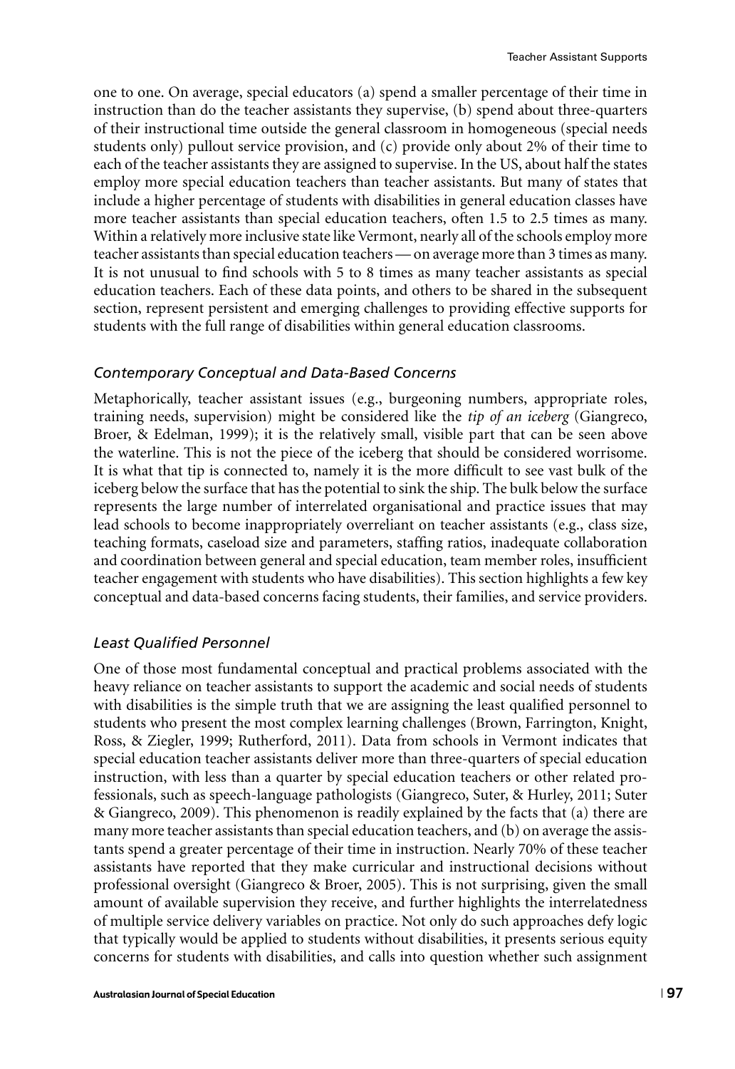one to one. On average, special educators (a) spend a smaller percentage of their time in instruction than do the teacher assistants they supervise, (b) spend about three-quarters of their instructional time outside the general classroom in homogeneous (special needs students only) pullout service provision, and (c) provide only about 2% of their time to each of the teacher assistants they are assigned to supervise. In the US, about half the states employ more special education teachers than teacher assistants. But many of states that include a higher percentage of students with disabilities in general education classes have more teacher assistants than special education teachers, often 1.5 to 2.5 times as many. Within a relatively more inclusive state like Vermont, nearly all of the schools employ more teacher assistants than special education teachers — on average more than 3 times as many. It is not unusual to find schools with 5 to 8 times as many teacher assistants as special education teachers. Each of these data points, and others to be shared in the subsequent section, represent persistent and emerging challenges to providing effective supports for students with the full range of disabilities within general education classrooms.

### *Contemporary Conceptual and Data-Based Concerns*

Metaphorically, teacher assistant issues (e.g., burgeoning numbers, appropriate roles, training needs, supervision) might be considered like the *tip of an iceberg* (Giangreco, Broer, & Edelman, 1999); it is the relatively small, visible part that can be seen above the waterline. This is not the piece of the iceberg that should be considered worrisome. It is what that tip is connected to, namely it is the more difficult to see vast bulk of the iceberg below the surface that has the potential to sink the ship. The bulk below the surface represents the large number of interrelated organisational and practice issues that may lead schools to become inappropriately overreliant on teacher assistants (e.g., class size, teaching formats, caseload size and parameters, staffing ratios, inadequate collaboration and coordination between general and special education, team member roles, insufficient teacher engagement with students who have disabilities). This section highlights a few key conceptual and data-based concerns facing students, their families, and service providers.

### *Least Qualified Personnel*

One of those most fundamental conceptual and practical problems associated with the heavy reliance on teacher assistants to support the academic and social needs of students with disabilities is the simple truth that we are assigning the least qualified personnel to students who present the most complex learning challenges (Brown, Farrington, Knight, Ross, & Ziegler, 1999; Rutherford, 2011). Data from schools in Vermont indicates that special education teacher assistants deliver more than three-quarters of special education instruction, with less than a quarter by special education teachers or other related professionals, such as speech-language pathologists (Giangreco, Suter, & Hurley, 2011; Suter & Giangreco, 2009). This phenomenon is readily explained by the facts that (a) there are many more teacher assistants than special education teachers, and (b) on average the assistants spend a greater percentage of their time in instruction. Nearly 70% of these teacher assistants have reported that they make curricular and instructional decisions without professional oversight (Giangreco & Broer, 2005). This is not surprising, given the small amount of available supervision they receive, and further highlights the interrelatedness of multiple service delivery variables on practice. Not only do such approaches defy logic that typically would be applied to students without disabilities, it presents serious equity concerns for students with disabilities, and calls into question whether such assignment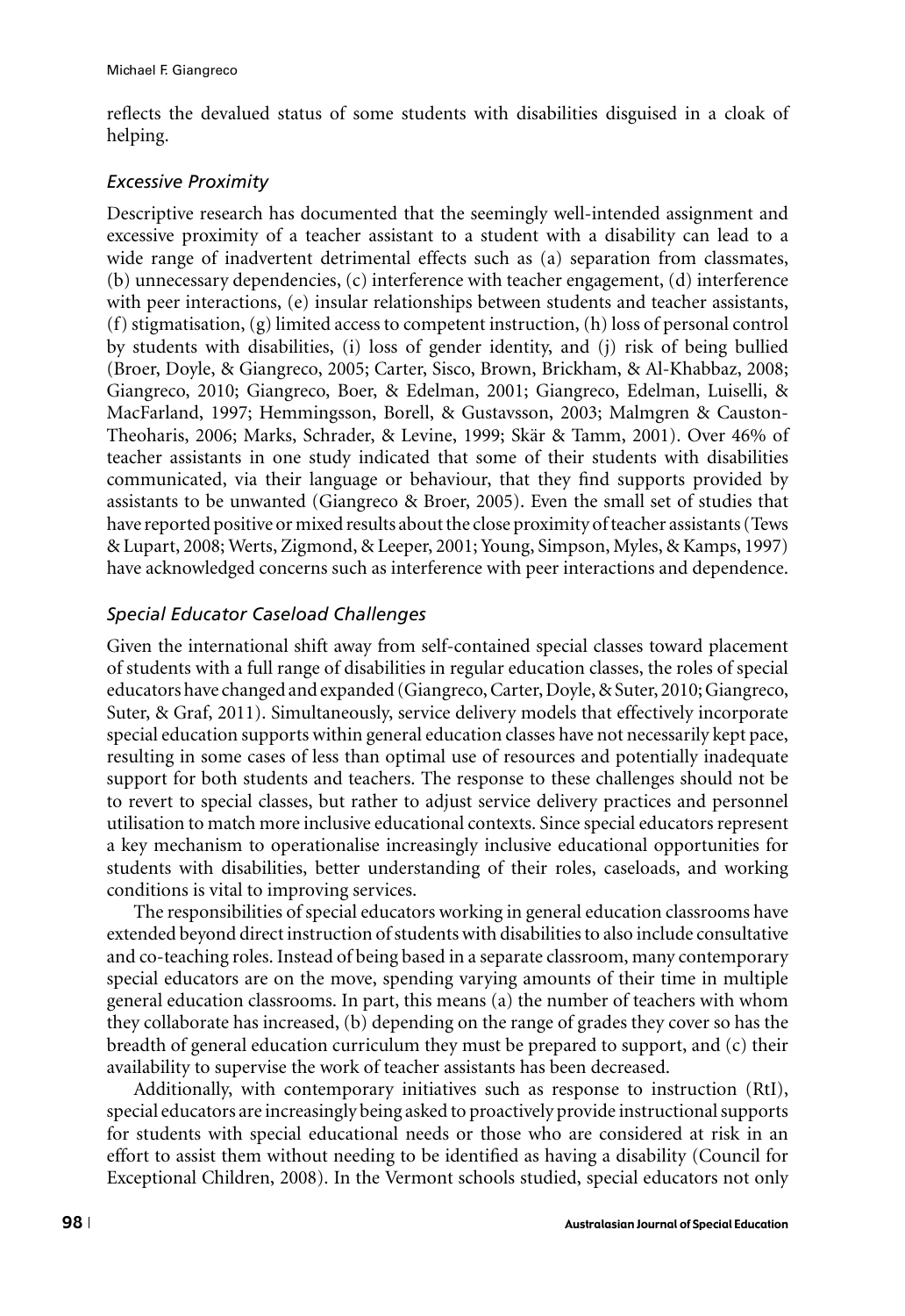reflects the devalued status of some students with disabilities disguised in a cloak of helping.

### *Excessive Proximity*

Descriptive research has documented that the seemingly well-intended assignment and excessive proximity of a teacher assistant to a student with a disability can lead to a wide range of inadvertent detrimental effects such as (a) separation from classmates, (b) unnecessary dependencies, (c) interference with teacher engagement, (d) interference with peer interactions, (e) insular relationships between students and teacher assistants, (f) stigmatisation, (g) limited access to competent instruction, (h) loss of personal control by students with disabilities, (i) loss of gender identity, and (j) risk of being bullied (Broer, Doyle, & Giangreco, 2005; Carter, Sisco, Brown, Brickham, & Al-Khabbaz, 2008; Giangreco, 2010; Giangreco, Boer, & Edelman, 2001; Giangreco, Edelman, Luiselli, & MacFarland, 1997; Hemmingsson, Borell, & Gustavsson, 2003; Malmgren & Causton-Theoharis, 2006; Marks, Schrader, & Levine, 1999; Skär & Tamm, 2001). Over 46% of teacher assistants in one study indicated that some of their students with disabilities communicated, via their language or behaviour, that they find supports provided by assistants to be unwanted (Giangreco & Broer, 2005). Even the small set of studies that have reported positive or mixed results about the close proximity of teacher assistants (Tews & Lupart, 2008; Werts, Zigmond, & Leeper, 2001; Young, Simpson, Myles, & Kamps, 1997) have acknowledged concerns such as interference with peer interactions and dependence.

### *Special Educator Caseload Challenges*

Given the international shift away from self-contained special classes toward placement of students with a full range of disabilities in regular education classes, the roles of special educators have changed and expanded (Giangreco, Carter, Doyle, & Suter, 2010; Giangreco, Suter, & Graf, 2011). Simultaneously, service delivery models that effectively incorporate special education supports within general education classes have not necessarily kept pace, resulting in some cases of less than optimal use of resources and potentially inadequate support for both students and teachers. The response to these challenges should not be to revert to special classes, but rather to adjust service delivery practices and personnel utilisation to match more inclusive educational contexts. Since special educators represent a key mechanism to operationalise increasingly inclusive educational opportunities for students with disabilities, better understanding of their roles, caseloads, and working conditions is vital to improving services.

The responsibilities of special educators working in general education classrooms have extended beyond direct instruction of students with disabilities to also include consultative and co-teaching roles. Instead of being based in a separate classroom, many contemporary special educators are on the move, spending varying amounts of their time in multiple general education classrooms. In part, this means (a) the number of teachers with whom they collaborate has increased, (b) depending on the range of grades they cover so has the breadth of general education curriculum they must be prepared to support, and (c) their availability to supervise the work of teacher assistants has been decreased.

Additionally, with contemporary initiatives such as response to instruction (RtI), special educators are increasingly being asked to proactively provide instructional supports for students with special educational needs or those who are considered at risk in an effort to assist them without needing to be identified as having a disability (Council for Exceptional Children, 2008). In the Vermont schools studied, special educators not only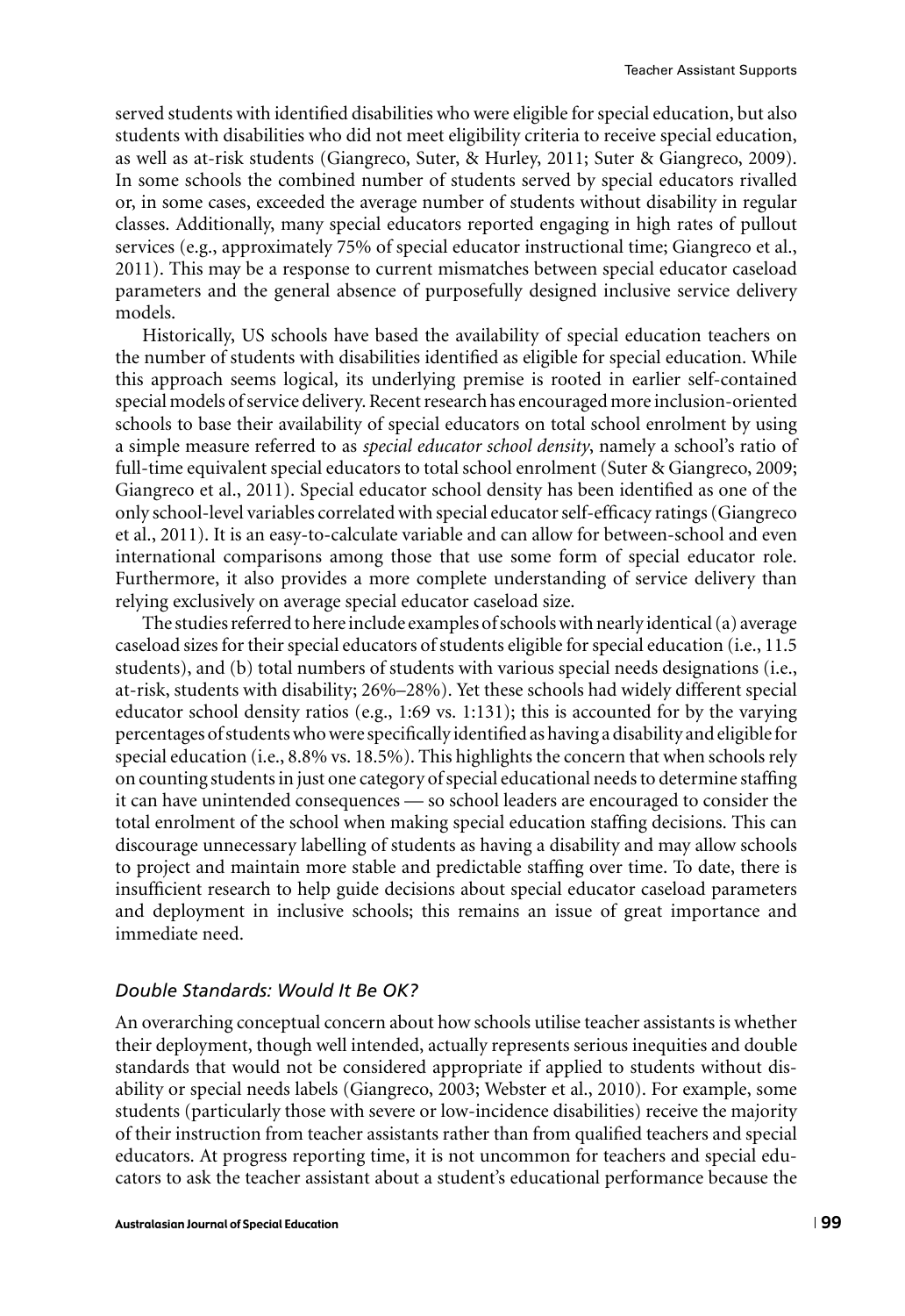served students with identified disabilities who were eligible for special education, but also students with disabilities who did not meet eligibility criteria to receive special education, as well as at-risk students (Giangreco, Suter, & Hurley, 2011; Suter & Giangreco, 2009). In some schools the combined number of students served by special educators rivalled or, in some cases, exceeded the average number of students without disability in regular classes. Additionally, many special educators reported engaging in high rates of pullout services (e.g., approximately 75% of special educator instructional time; Giangreco et al., 2011). This may be a response to current mismatches between special educator caseload parameters and the general absence of purposefully designed inclusive service delivery models.

Historically, US schools have based the availability of special education teachers on the number of students with disabilities identified as eligible for special education. While this approach seems logical, its underlying premise is rooted in earlier self-contained special models of service delivery. Recent research has encouraged more inclusion-oriented schools to base their availability of special educators on total school enrolment by using a simple measure referred to as *special educator school density*, namely a school's ratio of full-time equivalent special educators to total school enrolment (Suter & Giangreco, 2009; Giangreco et al., 2011). Special educator school density has been identified as one of the only school-level variables correlated with special educator self-efficacy ratings (Giangreco et al., 2011). It is an easy-to-calculate variable and can allow for between-school and even international comparisons among those that use some form of special educator role. Furthermore, it also provides a more complete understanding of service delivery than relying exclusively on average special educator caseload size.

The studies referred to here include examples of schools with nearly identical (a) average caseload sizes for their special educators of students eligible for special education (i.e., 11.5 students), and (b) total numbers of students with various special needs designations (i.e., at-risk, students with disability; 26%–28%). Yet these schools had widely different special educator school density ratios (e.g., 1:69 vs. 1:131); this is accounted for by the varying percentages of students who were specifically identified as having a disability and eligible for special education (i.e., 8.8% vs. 18.5%). This highlights the concern that when schools rely on counting students in just one category of special educational needs to determine staffing it can have unintended consequences — so school leaders are encouraged to consider the total enrolment of the school when making special education staffing decisions. This can discourage unnecessary labelling of students as having a disability and may allow schools to project and maintain more stable and predictable staffing over time. To date, there is insufficient research to help guide decisions about special educator caseload parameters and deployment in inclusive schools; this remains an issue of great importance and immediate need.

### *Double Standards: Would It Be OK?*

An overarching conceptual concern about how schools utilise teacher assistants is whether their deployment, though well intended, actually represents serious inequities and double standards that would not be considered appropriate if applied to students without disability or special needs labels (Giangreco, 2003; Webster et al., 2010). For example, some students (particularly those with severe or low-incidence disabilities) receive the majority of their instruction from teacher assistants rather than from qualified teachers and special educators. At progress reporting time, it is not uncommon for teachers and special educators to ask the teacher assistant about a student's educational performance because the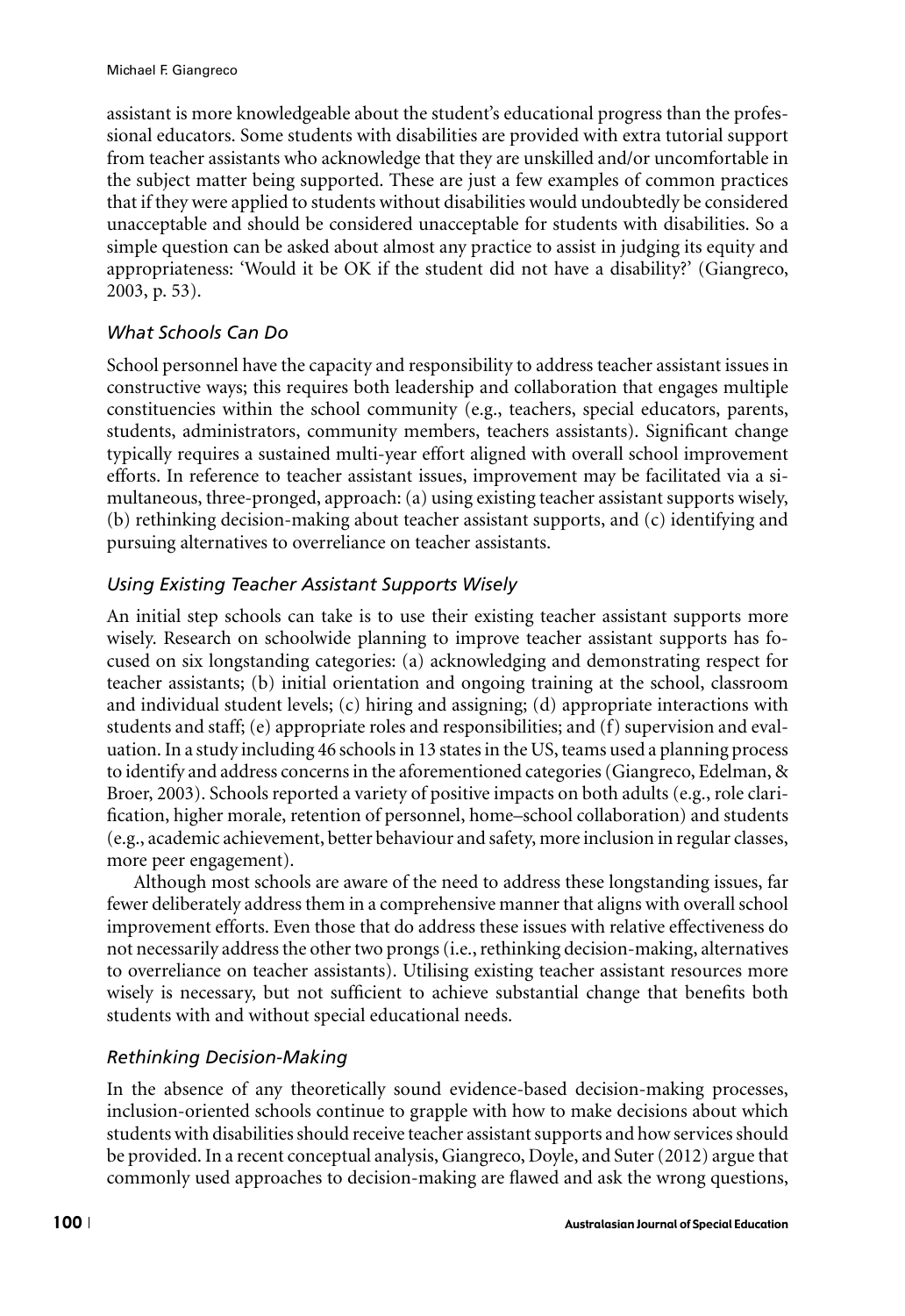assistant is more knowledgeable about the student's educational progress than the professional educators. Some students with disabilities are provided with extra tutorial support from teacher assistants who acknowledge that they are unskilled and/or uncomfortable in the subject matter being supported. These are just a few examples of common practices that if they were applied to students without disabilities would undoubtedly be considered unacceptable and should be considered unacceptable for students with disabilities. So a simple question can be asked about almost any practice to assist in judging its equity and appropriateness: 'Would it be OK if the student did not have a disability?' (Giangreco, 2003, p. 53).

### *What Schools Can Do*

School personnel have the capacity and responsibility to address teacher assistant issues in constructive ways; this requires both leadership and collaboration that engages multiple constituencies within the school community (e.g., teachers, special educators, parents, students, administrators, community members, teachers assistants). Significant change typically requires a sustained multi-year effort aligned with overall school improvement efforts. In reference to teacher assistant issues, improvement may be facilitated via a simultaneous, three-pronged, approach: (a) using existing teacher assistant supports wisely, (b) rethinking decision-making about teacher assistant supports, and (c) identifying and pursuing alternatives to overreliance on teacher assistants.

### *Using Existing Teacher Assistant Supports Wisely*

An initial step schools can take is to use their existing teacher assistant supports more wisely. Research on schoolwide planning to improve teacher assistant supports has focused on six longstanding categories: (a) acknowledging and demonstrating respect for teacher assistants; (b) initial orientation and ongoing training at the school, classroom and individual student levels; (c) hiring and assigning; (d) appropriate interactions with students and staff; (e) appropriate roles and responsibilities; and (f) supervision and evaluation. In a study including 46 schools in 13 states in the US, teams used a planning process to identify and address concerns in the aforementioned categories (Giangreco, Edelman, & Broer, 2003). Schools reported a variety of positive impacts on both adults (e.g., role clarification, higher morale, retention of personnel, home–school collaboration) and students (e.g., academic achievement, better behaviour and safety, more inclusion in regular classes, more peer engagement).

Although most schools are aware of the need to address these longstanding issues, far fewer deliberately address them in a comprehensive manner that aligns with overall school improvement efforts. Even those that do address these issues with relative effectiveness do not necessarily address the other two prongs (i.e., rethinking decision-making, alternatives to overreliance on teacher assistants). Utilising existing teacher assistant resources more wisely is necessary, but not sufficient to achieve substantial change that benefits both students with and without special educational needs.

### *Rethinking Decision-Making*

In the absence of any theoretically sound evidence-based decision-making processes, inclusion-oriented schools continue to grapple with how to make decisions about which students with disabilities should receive teacher assistant supports and how services should be provided. In a recent conceptual analysis, Giangreco, Doyle, and Suter (2012) argue that commonly used approaches to decision-making are flawed and ask the wrong questions,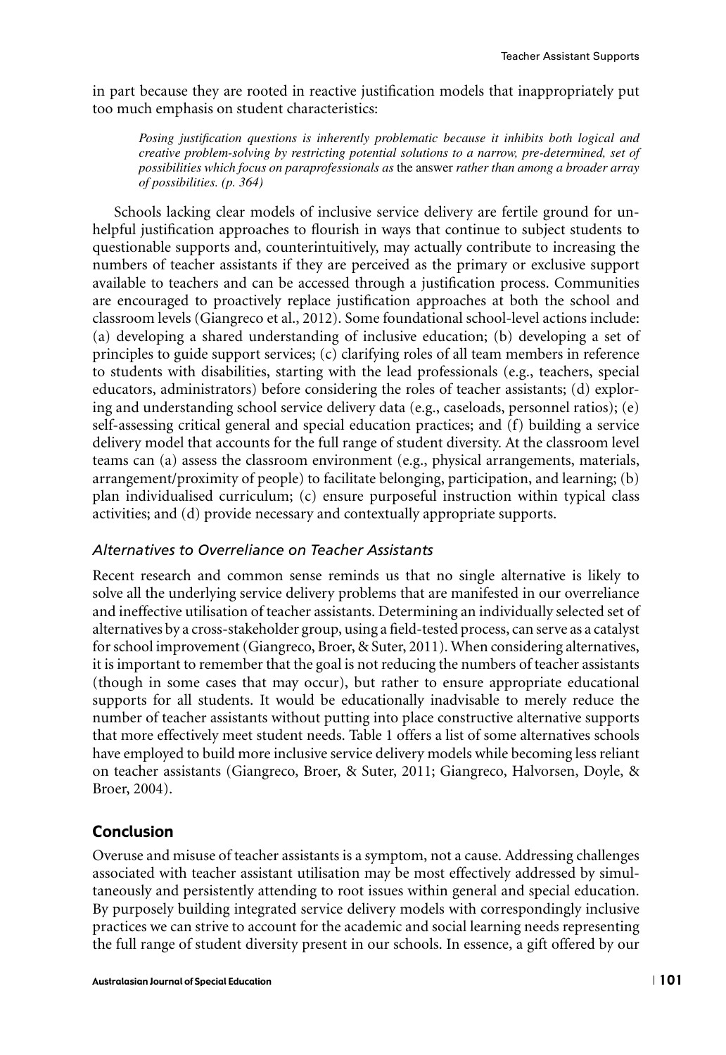in part because they are rooted in reactive justification models that inappropriately put too much emphasis on student characteristics:

> *Posing justification questions is inherently problematic because it inhibits both logical and creative problem-solving by restricting potential solutions to a narrow, pre-determined, set of possibilities which focus on paraprofessionals as* the answer *rather than among a broader array of possibilities. (p. 364)*

Schools lacking clear models of inclusive service delivery are fertile ground for unhelpful justification approaches to flourish in ways that continue to subject students to questionable supports and, counterintuitively, may actually contribute to increasing the numbers of teacher assistants if they are perceived as the primary or exclusive support available to teachers and can be accessed through a justification process. Communities are encouraged to proactively replace justification approaches at both the school and classroom levels (Giangreco et al., 2012). Some foundational school-level actions include: (a) developing a shared understanding of inclusive education; (b) developing a set of principles to guide support services; (c) clarifying roles of all team members in reference to students with disabilities, starting with the lead professionals (e.g., teachers, special educators, administrators) before considering the roles of teacher assistants; (d) exploring and understanding school service delivery data (e.g., caseloads, personnel ratios); (e) self-assessing critical general and special education practices; and (f) building a service delivery model that accounts for the full range of student diversity. At the classroom level teams can (a) assess the classroom environment (e.g., physical arrangements, materials, arrangement/proximity of people) to facilitate belonging, participation, and learning; (b) plan individualised curriculum; (c) ensure purposeful instruction within typical class activities; and (d) provide necessary and contextually appropriate supports.

### *Alternatives to Overreliance on Teacher Assistants*

Recent research and common sense reminds us that no single alternative is likely to solve all the underlying service delivery problems that are manifested in our overreliance and ineffective utilisation of teacher assistants. Determining an individually selected set of alternatives by a cross-stakeholder group, using a field-tested process, can serve as a catalyst for school improvement (Giangreco, Broer, & Suter, 2011). When considering alternatives, it is important to remember that the goal is not reducing the numbers of teacher assistants (though in some cases that may occur), but rather to ensure appropriate educational supports for all students. It would be educationally inadvisable to merely reduce the number of teacher assistants without putting into place constructive alternative supports that more effectively meet student needs. Table 1 offers a list of some alternatives schools have employed to build more inclusive service delivery models while becoming less reliant on teacher assistants (Giangreco, Broer, & Suter, 2011; Giangreco, Halvorsen, Doyle, & Broer, 2004).

## Conclusion

Overuse and misuse of teacher assistants is a symptom, not a cause. Addressing challenges associated with teacher assistant utilisation may be most effectively addressed by simultaneously and persistently attending to root issues within general and special education. By purposely building integrated service delivery models with correspondingly inclusive practices we can strive to account for the academic and social learning needs representing the full range of student diversity present in our schools. In essence, a gift offered by our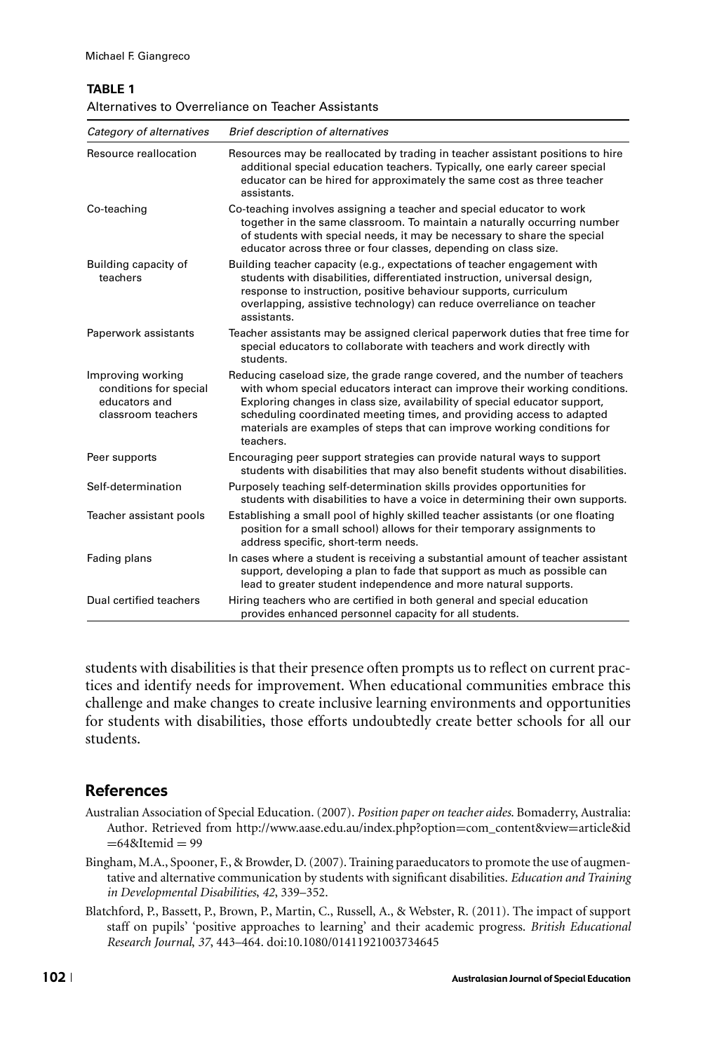**TABLE 1**

Alternatives to Overreliance on Teacher Assistants

| *Category of alternatives* | *Brief description of alternatives* |
|---|---|
| Resource reallocation | Resources may be reallocated by trading in teacher assistant positions to hire additional special education teachers. Typically, one early career special educator can be hired for approximately the same cost as three teacher assistants. |
| Co-teaching | Co-teaching involves assigning a teacher and special educator to work together in the same classroom. To maintain a naturally occurring number of students with special needs, it may be necessary to share the special educator across three or four classes, depending on class size. |
| Building capacity of teachers | Building teacher capacity (e.g., expectations of teacher engagement with students with disabilities, differentiated instruction, universal design, response to instruction, positive behaviour supports, curriculum overlapping, assistive technology) can reduce overreliance on teacher assistants. |
| Paperwork assistants | Teacher assistants may be assigned clerical paperwork duties that free time for special educators to collaborate with teachers and work directly with students. |
| Improving working conditions for special educators and classroom teachers | Reducing caseload size, the grade range covered, and the number of teachers with whom special educators interact can improve their working conditions. Exploring changes in class size, availability of special educator support, scheduling coordinated meeting times, and providing access to adapted materials are examples of steps that can improve working conditions for teachers. |
| Peer supports | Encouraging peer support strategies can provide natural ways to support students with disabilities that may also benefit students without disabilities. |
| Self-determination | Purposely teaching self-determination skills provides opportunities for students with disabilities to have a voice in determining their own supports. |
| Teacher assistant pools | Establishing a small pool of highly skilled teacher assistants (or one floating position for a small school) allows for their temporary assignments to address specific, short-term needs. |
| Fading plans | In cases where a student is receiving a substantial amount of teacher assistant support, developing a plan to fade that support as much as possible can lead to greater student independence and more natural supports. |
| Dual certified teachers | Hiring teachers who are certified in both general and special education provides enhanced personnel capacity for all students. |

students with disabilities is that their presence often prompts us to reflect on current practices and identify needs for improvement. When educational communities embrace this challenge and make changes to create inclusive learning environments and opportunities for students with disabilities, those efforts undoubtedly create better schools for all our students.

## References

Australian Association of Special Education. (2007). *Position paper on teacher aides*. Bomaderry, Australia: Author. Retrieved from http://www.aase.edu.au/index.php?option=com_content&view=article&id=64&Itemid = 99

Bingham, M.A., Spooner, F., & Browder, D. (2007). Training paraeducators to promote the use of augmentative and alternative communication by students with significant disabilities. *Education and Training in Developmental Disabilities*, *42*, 339–352.

Blatchford, P., Bassett, P., Brown, P., Martin, C., Russell, A., & Webster, R. (2011). The impact of support staff on pupils' 'positive approaches to learning' and their academic progress. *British Educational Research Journal*, *37*, 443–464. doi:10.1080/01411921003734645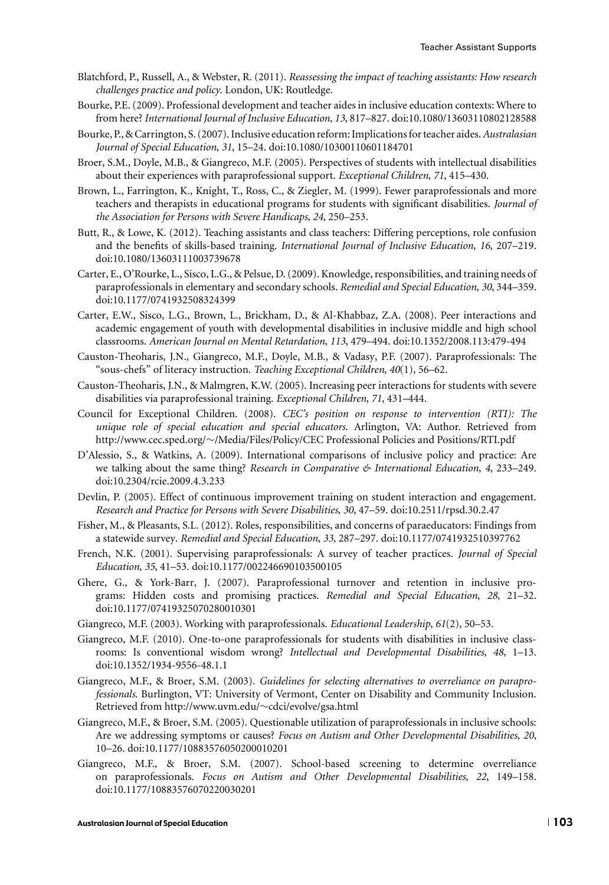Blatchford, P., Russell, A., & Webster, R. (2011). *Reassessing the impact of teaching assistants: How research challenges practice and policy*. London, UK: Routledge.

Bourke, P.E. (2009). Professional development and teacher aides in inclusive education contexts: Where to from here? *International Journal of Inclusive Education*, *13*, 817–827. doi:10.1080/13603110802128588

Bourke, P., & Carrington, S. (2007). Inclusive education reform: Implications for teacher aides. *Australasian Journal of Special Education*, *31*, 15–24. doi:10.1080/10300110601184701

Broer, S.M., Doyle, M.B., & Giangreco, M.F. (2005). Perspectives of students with intellectual disabilities about their experiences with paraprofessional support. *Exceptional Children*, *71*, 415–430.

Brown, L., Farrington, K., Knight, T., Ross, C., & Ziegler, M. (1999). Fewer paraprofessionals and more teachers and therapists in educational programs for students with significant disabilities. *Journal of the Association for Persons with Severe Handicaps*, *24*, 250–253.

Butt, R., & Lowe, K. (2012). Teaching assistants and class teachers: Differing perceptions, role confusion and the benefits of skills-based training. *International Journal of Inclusive Education*, *16*, 207–219. doi:10.1080/13603111003739678

Carter, E., O'Rourke, L., Sisco, L.G., & Pelsue, D. (2009). Knowledge, responsibilities, and training needs of paraprofessionals in elementary and secondary schools. *Remedial and Special Education*, *30*, 344–359. doi:10.1177/0741932508324399

Carter, E.W., Sisco, L.G., Brown, L., Brickham, D., & Al-Khabbaz, Z.A. (2008). Peer interactions and academic engagement of youth with developmental disabilities in inclusive middle and high school classrooms. *American Journal on Mental Retardation*, *113*, 479–494. doi:10.1352/2008.113:479-494

Causton-Theoharis, J.N., Giangreco, M.F., Doyle, M.B., & Vadasy, P.F. (2007). Paraprofessionals: The "sous-chefs" of literacy instruction. *Teaching Exceptional Children*, *40*(1), 56–62.

Causton-Theoharis, J.N., & Malmgren, K.W. (2005). Increasing peer interactions for students with severe disabilities via paraprofessional training. *Exceptional Children*, *71*, 431–444.

Council for Exceptional Children. (2008). *CEC's position on response to intervention (RTI): The unique role of special education and special educators*. Arlington, VA: Author. Retrieved from http://www.cec.sped.org/~/Media/Files/Policy/CEC Professional Policies and Positions/RTI.pdf

D'Alessio, S., & Watkins, A. (2009). International comparisons of inclusive policy and practice: Are we talking about the same thing? *Research in Comparative & International Education*, *4*, 233–249. doi:10.2304/rcie.2009.4.3.233

Devlin, P. (2005). Effect of continuous improvement training on student interaction and engagement. *Research and Practice for Persons with Severe Disabilities*, *30*, 47–59. doi:10.2511/rpsd.30.2.47

Fisher, M., & Pleasants, S.L. (2012). Roles, responsibilities, and concerns of paraeducators: Findings from a statewide survey. *Remedial and Special Education*, *33*, 287–297. doi:10.1177/0741932510397762

French, N.K. (2001). Supervising paraprofessionals: A survey of teacher practices. *Journal of Special Education*, *35*, 41–53. doi:10.1177/002246690103500105

Ghere, G., & York-Barr, J. (2007). Paraprofessional turnover and retention in inclusive programs: Hidden costs and promising practices. *Remedial and Special Education*, *28*, 21–32. doi:10.1177/07419325070280010301

Giangreco, M.F. (2003). Working with paraprofessionals. *Educational Leadership*, *61*(2), 50–53.

Giangreco, M.F. (2010). One-to-one paraprofessionals for students with disabilities in inclusive classrooms: Is conventional wisdom wrong? *Intellectual and Developmental Disabilities*, *48*, 1–13. doi:10.1352/1934-9556-48.1.1

Giangreco, M.F., & Broer, S.M. (2003). *Guidelines for selecting alternatives to overreliance on paraprofessionals*. Burlington, VT: University of Vermont, Center on Disability and Community Inclusion. Retrieved from http://www.uvm.edu/~cdci/evolve/gsa.html

Giangreco, M.F., & Broer, S.M. (2005). Questionable utilization of paraprofessionals in inclusive schools: Are we addressing symptoms or causes? *Focus on Autism and Other Developmental Disabilities*, *20*, 10–26. doi:10.1177/10883576050200010201

Giangreco, M.F., & Broer, S.M. (2007). School-based screening to determine overreliance on paraprofessionals. *Focus on Autism and Other Developmental Disabilities*, *22*, 149–158. doi:10.1177/10883576070220030201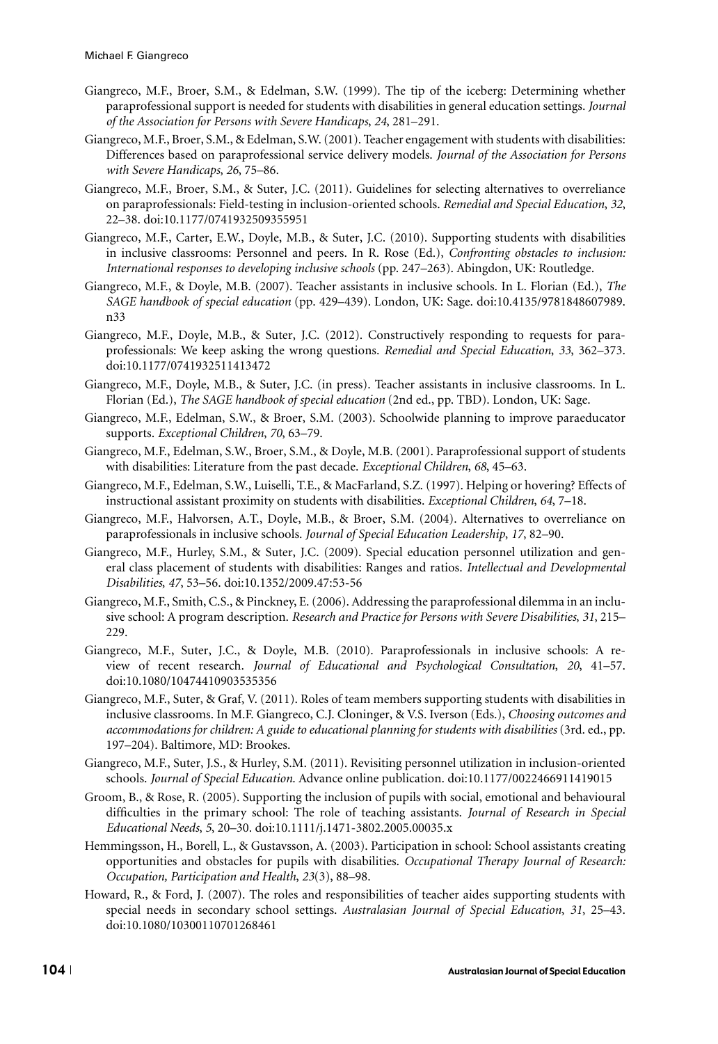Giangreco, M.F., Broer, S.M., & Edelman, S.W. (1999). The tip of the iceberg: Determining whether paraprofessional support is needed for students with disabilities in general education settings. *Journal of the Association for Persons with Severe Handicaps*, *24*, 281–291.

Giangreco, M.F., Broer, S.M., & Edelman, S.W. (2001). Teacher engagement with students with disabilities: Differences based on paraprofessional service delivery models. *Journal of the Association for Persons with Severe Handicaps*, *26*, 75–86.

Giangreco, M.F., Broer, S.M., & Suter, J.C. (2011). Guidelines for selecting alternatives to overreliance on paraprofessionals: Field-testing in inclusion-oriented schools. *Remedial and Special Education*, *32*, 22–38. doi:10.1177/0741932509355951

Giangreco, M.F., Carter, E.W., Doyle, M.B., & Suter, J.C. (2010). Supporting students with disabilities in inclusive classrooms: Personnel and peers. In R. Rose (Ed.), *Confronting obstacles to inclusion: International responses to developing inclusive schools* (pp. 247–263). Abingdon, UK: Routledge.

Giangreco, M.F., & Doyle, M.B. (2007). Teacher assistants in inclusive schools. In L. Florian (Ed.), *The SAGE handbook of special education* (pp. 429–439). London, UK: Sage. doi:10.4135/9781848607989.n33

Giangreco, M.F., Doyle, M.B., & Suter, J.C. (2012). Constructively responding to requests for paraprofessionals: We keep asking the wrong questions. *Remedial and Special Education*, *33*, 362–373. doi:10.1177/0741932511413472

Giangreco, M.F., Doyle, M.B., & Suter, J.C. (in press). Teacher assistants in inclusive classrooms. In L. Florian (Ed.), *The SAGE handbook of special education* (2nd ed., pp. TBD). London, UK: Sage.

Giangreco, M.F., Edelman, S.W., & Broer, S.M. (2003). Schoolwide planning to improve paraeducator supports. *Exceptional Children*, *70*, 63–79.

Giangreco, M.F., Edelman, S.W., Broer, S.M., & Doyle, M.B. (2001). Paraprofessional support of students with disabilities: Literature from the past decade. *Exceptional Children*, *68*, 45–63.

Giangreco, M.F., Edelman, S.W., Luiselli, T.E., & MacFarland, S.Z. (1997). Helping or hovering? Effects of instructional assistant proximity on students with disabilities. *Exceptional Children*, *64*, 7–18.

Giangreco, M.F., Halvorsen, A.T., Doyle, M.B., & Broer, S.M. (2004). Alternatives to overreliance on paraprofessionals in inclusive schools. *Journal of Special Education Leadership*, *17*, 82–90.

Giangreco, M.F., Hurley, S.M., & Suter, J.C. (2009). Special education personnel utilization and general class placement of students with disabilities: Ranges and ratios. *Intellectual and Developmental Disabilities*, *47*, 53–56. doi:10.1352/2009.47:53-56

Giangreco, M.F., Smith, C.S., & Pinckney, E. (2006). Addressing the paraprofessional dilemma in an inclusive school: A program description. *Research and Practice for Persons with Severe Disabilities*, *31*, 215–229.

Giangreco, M.F., Suter, J.C., & Doyle, M.B. (2010). Paraprofessionals in inclusive schools: A review of recent research. *Journal of Educational and Psychological Consultation*, *20*, 41–57. doi:10.1080/10474410903535356

Giangreco, M.F., Suter, & Graf, V. (2011). Roles of team members supporting students with disabilities in inclusive classrooms. In M.F. Giangreco, C.J. Cloninger, & V.S. Iverson (Eds.), *Choosing outcomes and accommodations for children: A guide to educational planning for students with disabilities* (3rd. ed., pp. 197–204). Baltimore, MD: Brookes.

Giangreco, M.F., Suter, J.S., & Hurley, S.M. (2011). Revisiting personnel utilization in inclusion-oriented schools. *Journal of Special Education*. Advance online publication. doi:10.1177/0022466911419015

Groom, B., & Rose, R. (2005). Supporting the inclusion of pupils with social, emotional and behavioural difficulties in the primary school: The role of teaching assistants. *Journal of Research in Special Educational Needs*, *5*, 20–30. doi:10.1111/j.1471-3802.2005.00035.x

Hemmingsson, H., Borell, L., & Gustavsson, A. (2003). Participation in school: School assistants creating opportunities and obstacles for pupils with disabilities. *Occupational Therapy Journal of Research: Occupation, Participation and Health*, *23*(3), 88–98.

Howard, R., & Ford, J. (2007). The roles and responsibilities of teacher aides supporting students with special needs in secondary school settings. *Australasian Journal of Special Education*, *31*, 25–43. doi:10.1080/10300110701268461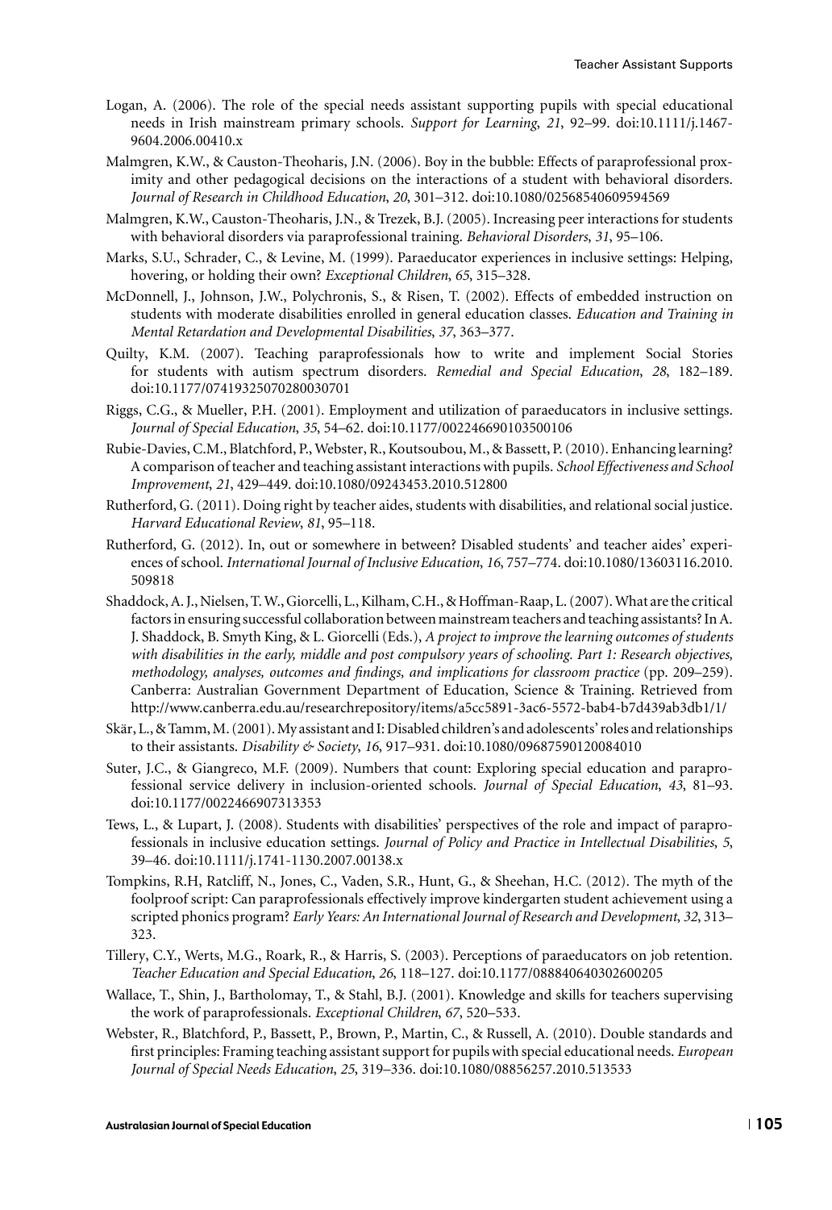Logan, A. (2006). The role of the special needs assistant supporting pupils with special educational needs in Irish mainstream primary schools. *Support for Learning*, *21*, 92–99. doi:10.1111/j.1467-9604.2006.00410.x

Malmgren, K.W., & Causton-Theoharis, J.N. (2006). Boy in the bubble: Effects of paraprofessional proximity and other pedagogical decisions on the interactions of a student with behavioral disorders. *Journal of Research in Childhood Education*, *20*, 301–312. doi:10.1080/02568540609594569

Malmgren, K.W., Causton-Theoharis, J.N., & Trezek, B.J. (2005). Increasing peer interactions for students with behavioral disorders via paraprofessional training. *Behavioral Disorders*, *31*, 95–106.

Marks, S.U., Schrader, C., & Levine, M. (1999). Paraeducator experiences in inclusive settings: Helping, hovering, or holding their own? *Exceptional Children*, *65*, 315–328.

McDonnell, J., Johnson, J.W., Polychronis, S., & Risen, T. (2002). Effects of embedded instruction on students with moderate disabilities enrolled in general education classes. *Education and Training in Mental Retardation and Developmental Disabilities*, *37*, 363–377.

Quilty, K.M. (2007). Teaching paraprofessionals how to write and implement Social Stories for students with autism spectrum disorders. *Remedial and Special Education*, *28*, 182–189. doi:10.1177/07419325070280030701

Riggs, C.G., & Mueller, P.H. (2001). Employment and utilization of paraeducators in inclusive settings. *Journal of Special Education*, *35*, 54–62. doi:10.1177/002246690103500106

Rubie-Davies, C.M., Blatchford, P., Webster, R., Koutsoubou, M., & Bassett, P. (2010). Enhancing learning? A comparison of teacher and teaching assistant interactions with pupils. *School Effectiveness and School Improvement*, *21*, 429–449. doi:10.1080/09243453.2010.512800

Rutherford, G. (2011). Doing right by teacher aides, students with disabilities, and relational social justice. *Harvard Educational Review*, *81*, 95–118.

Rutherford, G. (2012). In, out or somewhere in between? Disabled students' and teacher aides' experiences of school. *International Journal of Inclusive Education*, *16*, 757–774. doi:10.1080/13603116.2010.509818

Shaddock, A. J., Nielsen, T. W., Giorcelli, L., Kilham, C.H., & Hoffman-Raap, L. (2007). What are the critical factors in ensuring successful collaboration between mainstream teachers and teaching assistants? In A. J. Shaddock, B. Smyth King, & L. Giorcelli (Eds.), *A project to improve the learning outcomes of students with disabilities in the early, middle and post compulsory years of schooling. Part 1: Research objectives, methodology, analyses, outcomes and findings, and implications for classroom practice* (pp. 209–259). Canberra: Australian Government Department of Education, Science & Training. Retrieved from http://www.canberra.edu.au/researchrepository/items/a5cc5891-3ac6-5572-bab4-b7d439ab3db1/1/

Skär, L., & Tamm, M. (2001). My assistant and I: Disabled children's and adolescents' roles and relationships to their assistants. *Disability & Society*, *16*, 917–931. doi:10.1080/09687590120084010

Suter, J.C., & Giangreco, M.F. (2009). Numbers that count: Exploring special education and paraprofessional service delivery in inclusion-oriented schools. *Journal of Special Education*, *43*, 81–93. doi:10.1177/0022466907313353

Tews, L., & Lupart, J. (2008). Students with disabilities' perspectives of the role and impact of paraprofessionals in inclusive education settings. *Journal of Policy and Practice in Intellectual Disabilities*, *5*, 39–46. doi:10.1111/j.1741-1130.2007.00138.x

Tompkins, R.H, Ratcliff, N., Jones, C., Vaden, S.R., Hunt, G., & Sheehan, H.C. (2012). The myth of the foolproof script: Can paraprofessionals effectively improve kindergarten student achievement using a scripted phonics program? *Early Years: An International Journal of Research and Development*, *32*, 313–323.

Tillery, C.Y., Werts, M.G., Roark, R., & Harris, S. (2003). Perceptions of paraeducators on job retention. *Teacher Education and Special Education*, *26*, 118–127. doi:10.1177/088840640302600205

Wallace, T., Shin, J., Bartholomay, T., & Stahl, B.J. (2001). Knowledge and skills for teachers supervising the work of paraprofessionals. *Exceptional Children*, *67*, 520–533.

Webster, R., Blatchford, P., Bassett, P., Brown, P., Martin, C., & Russell, A. (2010). Double standards and first principles: Framing teaching assistant support for pupils with special educational needs. *European Journal of Special Needs Education*, *25*, 319–336. doi:10.1080/08856257.2010.513533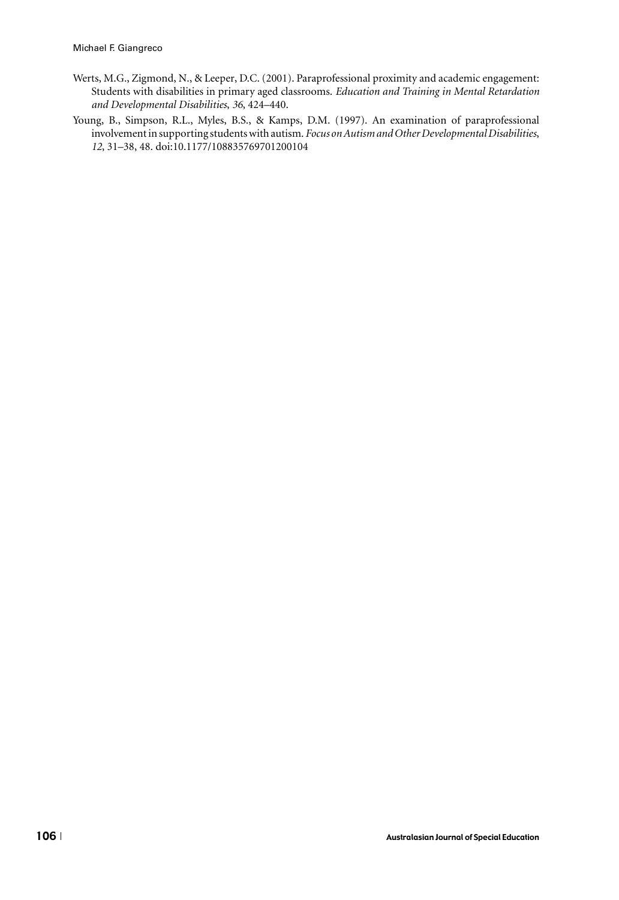Werts, M.G., Zigmond, N., & Leeper, D.C. (2001). Paraprofessional proximity and academic engagement: Students with disabilities in primary aged classrooms. *Education and Training in Mental Retardation and Developmental Disabilities*, *36*, 424–440.

Young, B., Simpson, R.L., Myles, B.S., & Kamps, D.M. (1997). An examination of paraprofessional involvement in supporting students with autism. *Focus on Autism and Other Developmental Disabilities*, *12*, 31–38, 48. doi:10.1177/108835769701200104